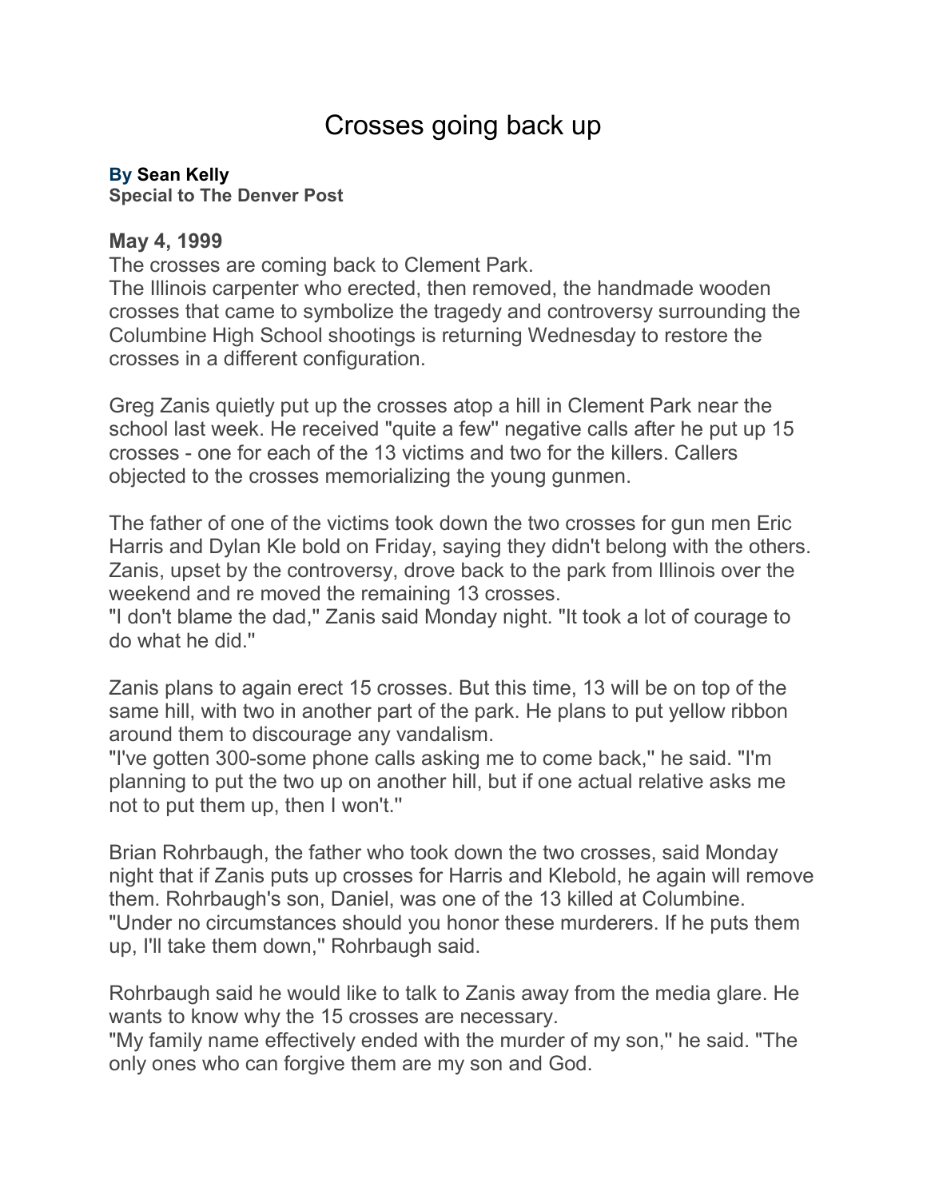# Crosses going back up

**By Sean Kelly**
**Special to The Denver Post**

**May 4, 1999**

The crosses are coming back to Clement Park.

The Illinois carpenter who erected, then removed, the handmade wooden crosses that came to symbolize the tragedy and controversy surrounding the Columbine High School shootings is returning Wednesday to restore the crosses in a different configuration.

Greg Zanis quietly put up the crosses atop a hill in Clement Park near the school last week. He received "quite a few'' negative calls after he put up 15 crosses - one for each of the 13 victims and two for the killers. Callers objected to the crosses memorializing the young gunmen.

The father of one of the victims took down the two crosses for gun men Eric Harris and Dylan Kle bold on Friday, saying they didn't belong with the others. Zanis, upset by the controversy, drove back to the park from Illinois over the weekend and re moved the remaining 13 crosses.

"I don't blame the dad,'' Zanis said Monday night. "It took a lot of courage to do what he did.''

Zanis plans to again erect 15 crosses. But this time, 13 will be on top of the same hill, with two in another part of the park. He plans to put yellow ribbon around them to discourage any vandalism.

"I've gotten 300-some phone calls asking me to come back,'' he said. "I'm planning to put the two up on another hill, but if one actual relative asks me not to put them up, then I won't.''

Brian Rohrbaugh, the father who took down the two crosses, said Monday night that if Zanis puts up crosses for Harris and Klebold, he again will remove them. Rohrbaugh's son, Daniel, was one of the 13 killed at Columbine.

"Under no circumstances should you honor these murderers. If he puts them up, I'll take them down,'' Rohrbaugh said.

Rohrbaugh said he would like to talk to Zanis away from the media glare. He wants to know why the 15 crosses are necessary.

"My family name effectively ended with the murder of my son,'' he said. "The only ones who can forgive them are my son and God.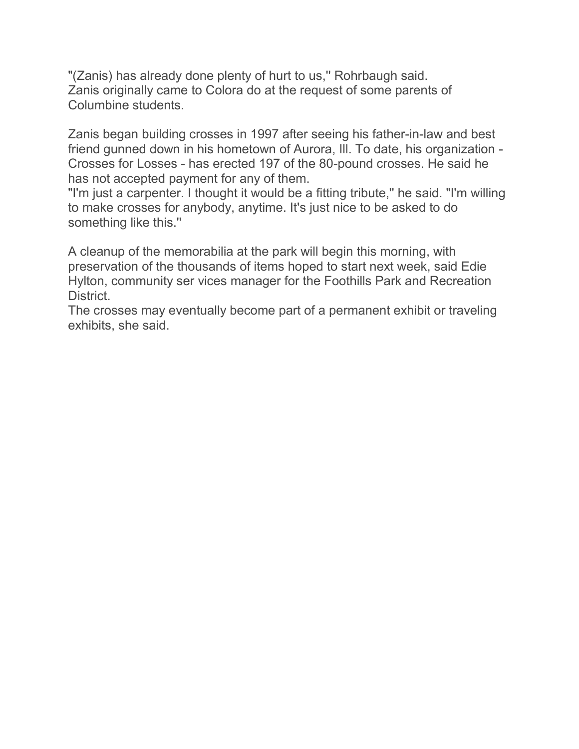"(Zanis) has already done plenty of hurt to us,'' Rohrbaugh said.
Zanis originally came to Colora do at the request of some parents of Columbine students.

Zanis began building crosses in 1997 after seeing his father-in-law and best friend gunned down in his hometown of Aurora, Ill. To date, his organization - Crosses for Losses - has erected 197 of the 80-pound crosses. He said he has not accepted payment for any of them.
"I'm just a carpenter. I thought it would be a fitting tribute,'' he said. "I'm willing to make crosses for anybody, anytime. It's just nice to be asked to do something like this.''

A cleanup of the memorabilia at the park will begin this morning, with preservation of the thousands of items hoped to start next week, said Edie Hylton, community ser vices manager for the Foothills Park and Recreation District.
The crosses may eventually become part of a permanent exhibit or traveling exhibits, she said.